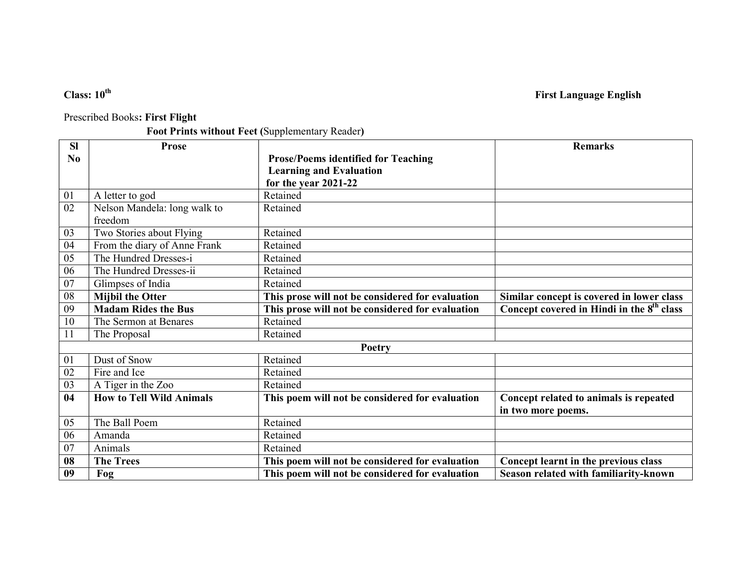**Class: 10th** **First Language English**

Prescribed Books**: First Flight**

**Foot Prints without Feet (**Supplementary Reader**)**

| Sl No | Prose | Prose/Poems identified for Teaching Learning and Evaluation for the year 2021-22 | Remarks |
|---|---|---|---|
| 01 | A letter to god | Retained | |
| 02 | Nelson Mandela: long walk to freedom | Retained | |
| 03 | Two Stories about Flying | Retained | |
| 04 | From the diary of Anne Frank | Retained | |
| 05 | The Hundred Dresses-i | Retained | |
| 06 | The Hundred Dresses-ii | Retained | |
| 07 | Glimpses of India | Retained | |
| 08 | **Mijbil the Otter** | **This prose will not be considered for evaluation** | **Similar concept is covered in lower class** |
| 09 | **Madam Rides the Bus** | **This prose will not be considered for evaluation** | **Concept covered in Hindi in the 8th class** |
| 10 | The Sermon at Benares | Retained | |
| 11 | The Proposal | Retained | |
| | | **Poetry** | |
| 01 | Dust of Snow | Retained | |
| 02 | Fire and Ice | Retained | |
| 03 | A Tiger in the Zoo | Retained | |
| **04** | **How to Tell Wild Animals** | **This poem will not be considered for evaluation** | **Concept related to animals is repeated in two more poems.** |
| 05 | The Ball Poem | Retained | |
| 06 | Amanda | Retained | |
| 07 | Animals | Retained | |
| **08** | **The Trees** | **This poem will not be considered for evaluation** | **Concept learnt in the previous class** |
| **09** | **Fog** | **This poem will not be considered for evaluation** | **Season related with familiarity-known** |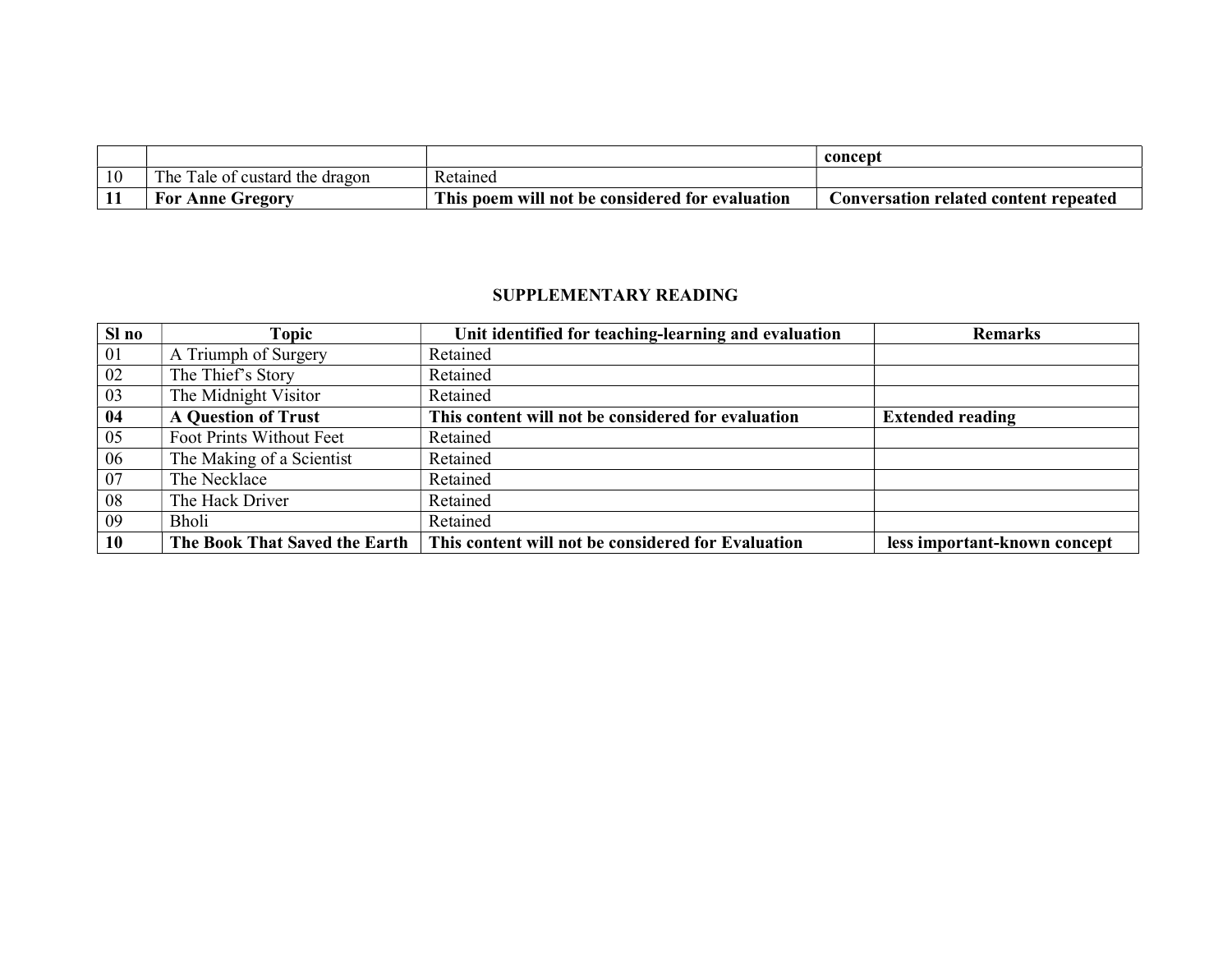| | | | |
|---|---|---|---|
| | | | concept |
| 10 | The Tale of custard the dragon | Retained | |
| **11** | **For Anne Gregory** | **This poem will not be considered for evaluation** | **Conversation related content repeated** |

## SUPPLEMENTARY READING

| Sl no | Topic | Unit identified for teaching-learning and evaluation | Remarks |
|---|---|---|---|
| 01 | A Triumph of Surgery | Retained | |
| 02 | The Thief's Story | Retained | |
| 03 | The Midnight Visitor | Retained | |
| **04** | **A Question of Trust** | **This content will not be considered for evaluation** | **Extended reading** |
| 05 | Foot Prints Without Feet | Retained | |
| 06 | The Making of a Scientist | Retained | |
| 07 | The Necklace | Retained | |
| 08 | The Hack Driver | Retained | |
| 09 | Bholi | Retained | |
| **10** | **The Book That Saved the Earth** | **This content will not be considered for Evaluation** | **less important-known concept** |